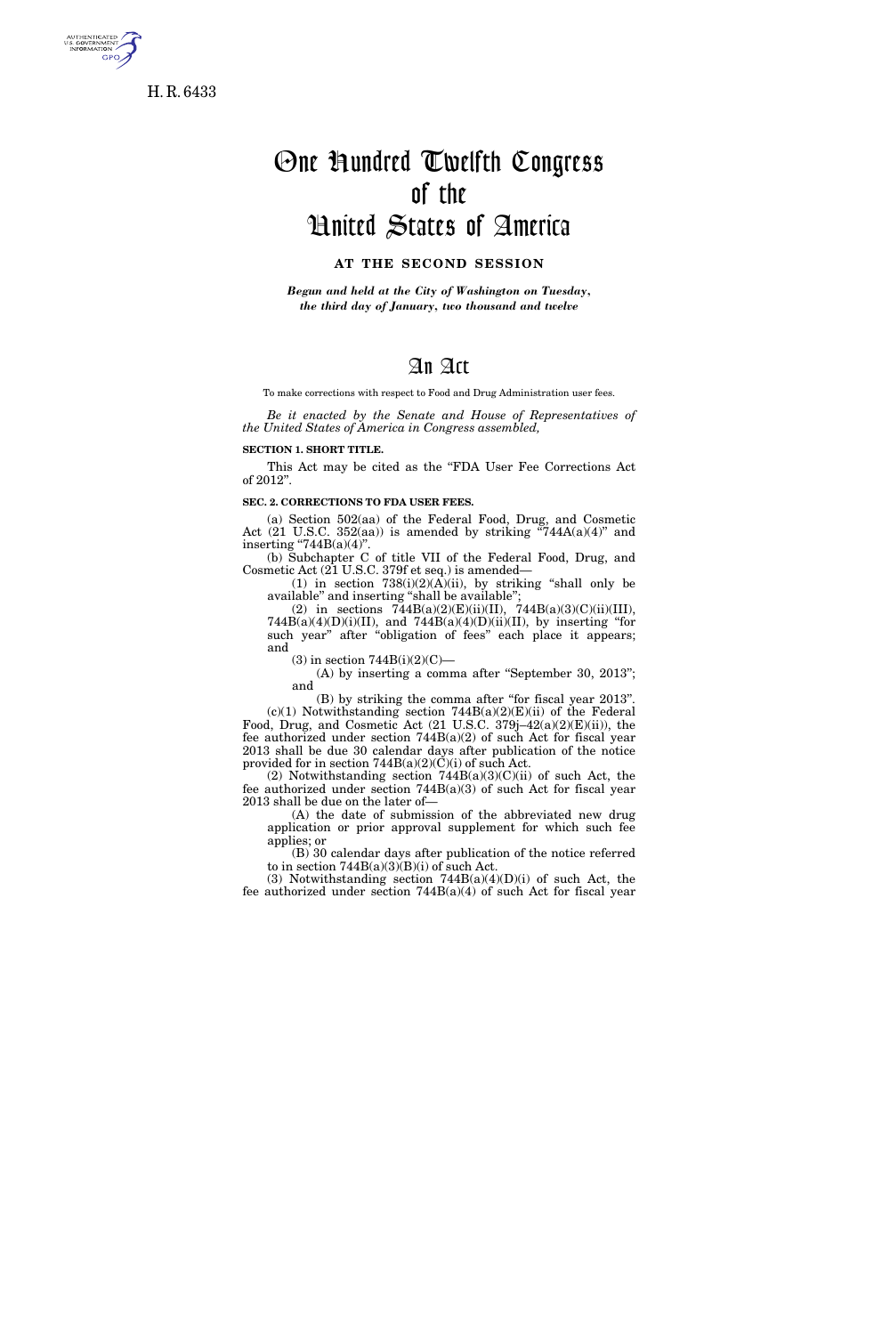H. R. 6433

# One Hundred Twelfth Congress of the United States of America

**AT THE SECOND SESSION**

*Begun and held at the City of Washington on Tuesday, the third day of January, two thousand and twelve*

# An Act

To make corrections with respect to Food and Drug Administration user fees.

*Be it enacted by the Senate and House of Representatives of the United States of America in Congress assembled,*

**SECTION 1. SHORT TITLE.**

This Act may be cited as the "FDA User Fee Corrections Act of 2012".

**SEC. 2. CORRECTIONS TO FDA USER FEES.**

(a) Section 502(aa) of the Federal Food, Drug, and Cosmetic Act (21 U.S.C. 352(aa)) is amended by striking "744A(a)(4)" and inserting "744B(a)(4)".

(b) Subchapter C of title VII of the Federal Food, Drug, and Cosmetic Act (21 U.S.C. 379f et seq.) is amended—

(1) in section 738(i)(2)(A)(ii), by striking "shall only be available" and inserting "shall be available";

(2) in sections 744B(a)(2)(E)(ii)(II), 744B(a)(3)(C)(ii)(III), 744B(a)(4)(D)(i)(II), and 744B(a)(4)(D)(ii)(II), by inserting "for such year" after "obligation of fees" each place it appears; and

(3) in section 744B(i)(2)(C)—

(A) by inserting a comma after "September 30, 2013"; and

(B) by striking the comma after "for fiscal year 2013".

(c)(1) Notwithstanding section 744B(a)(2)(E)(ii) of the Federal Food, Drug, and Cosmetic Act (21 U.S.C. 379j–42(a)(2)(E)(ii)), the fee authorized under section 744B(a)(2) of such Act for fiscal year 2013 shall be due 30 calendar days after publication of the notice provided for in section 744B(a)(2)(C)(i) of such Act.

(2) Notwithstanding section 744B(a)(3)(C)(ii) of such Act, the fee authorized under section 744B(a)(3) of such Act for fiscal year 2013 shall be due on the later of—

(A) the date of submission of the abbreviated new drug application or prior approval supplement for which such fee applies; or

(B) 30 calendar days after publication of the notice referred to in section 744B(a)(3)(B)(i) of such Act.

(3) Notwithstanding section 744B(a)(4)(D)(i) of such Act, the fee authorized under section 744B(a)(4) of such Act for fiscal year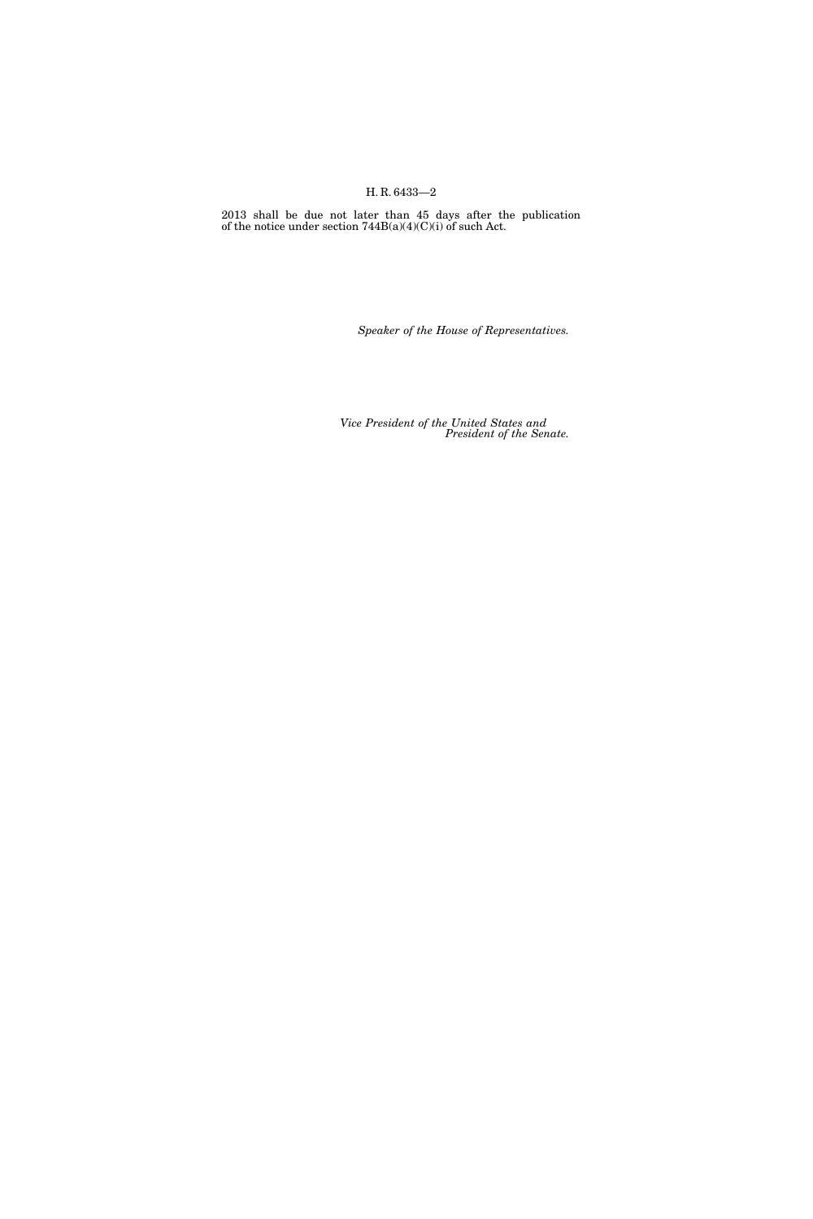2013 shall be due not later than 45 days after the publication of the notice under section 744B(a)(4)(C)(i) of such Act.

*Speaker of the House of Representatives.*

*Vice President of the United States and President of the Senate.*